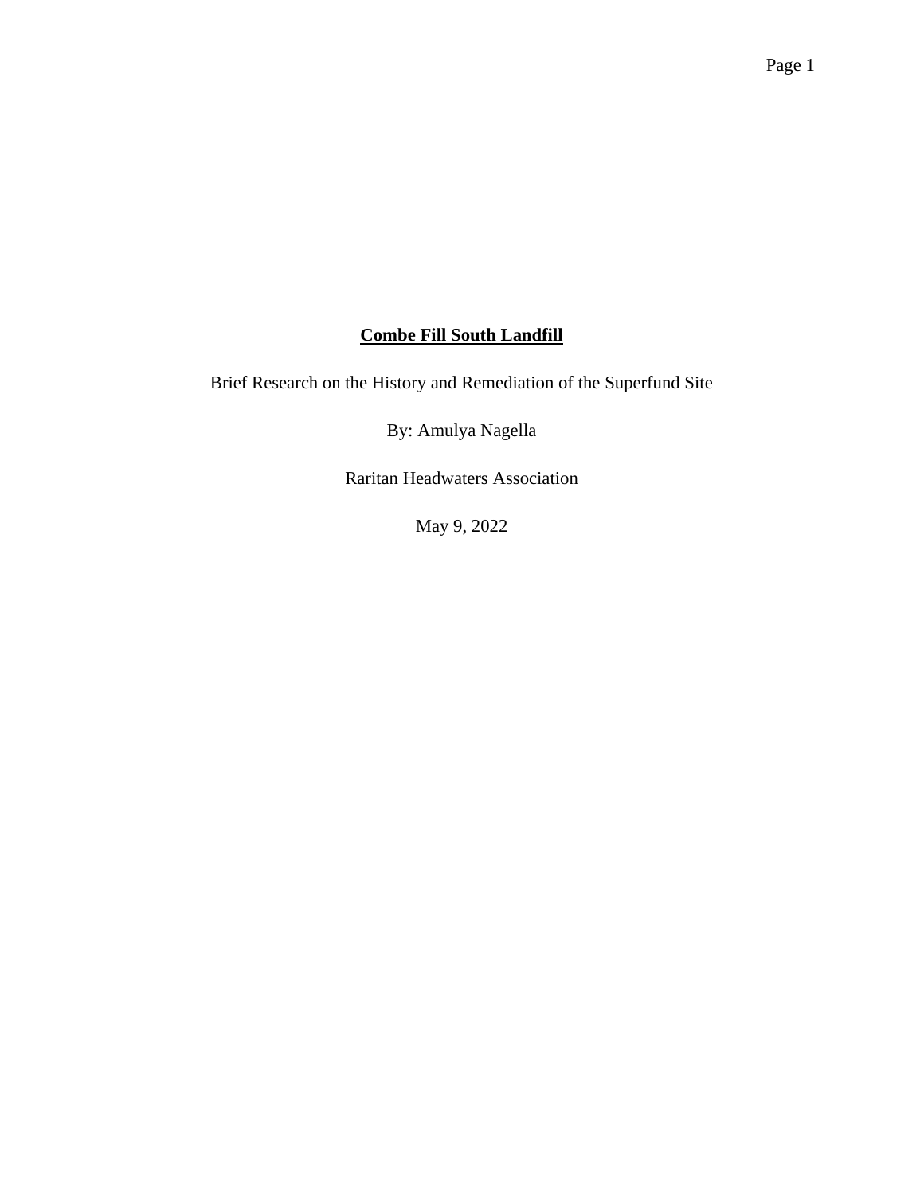# Combe Fill South Landfill

Brief Research on the History and Remediation of the Superfund Site

By: Amulya Nagella

Raritan Headwaters Association

May 9, 2022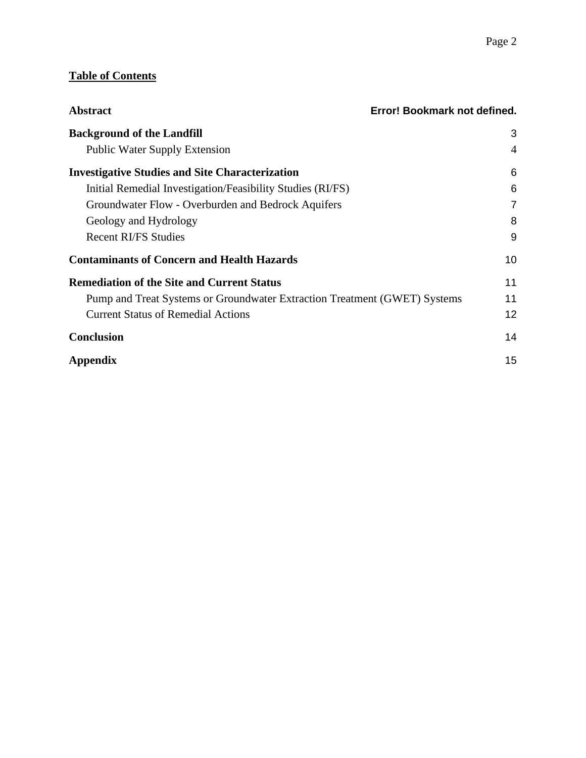**<u>Table of Contents</u>**

| | |
|---|---|
| **Abstract** | **Error! Bookmark not defined.** |
| **Background of the Landfill** | 3 |
| Public Water Supply Extension | 4 |
| **Investigative Studies and Site Characterization** | 6 |
| Initial Remedial Investigation/Feasibility Studies (RI/FS) | 6 |
| Groundwater Flow - Overburden and Bedrock Aquifers | 7 |
| Geology and Hydrology | 8 |
| Recent RI/FS Studies | 9 |
| **Contaminants of Concern and Health Hazards** | 10 |
| **Remediation of the Site and Current Status** | 11 |
| Pump and Treat Systems or Groundwater Extraction Treatment (GWET) Systems | 11 |
| Current Status of Remedial Actions | 12 |
| **Conclusion** | 14 |
| **Appendix** | 15 |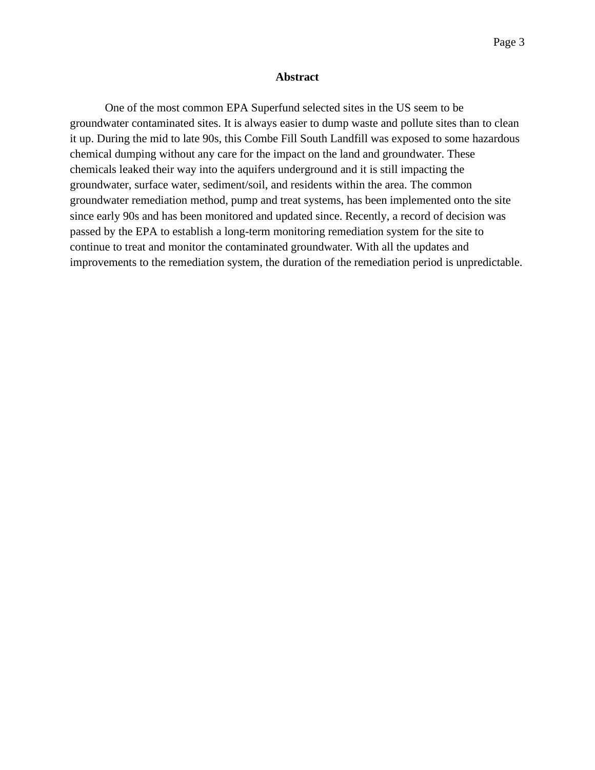# Abstract

One of the most common EPA Superfund selected sites in the US seem to be groundwater contaminated sites. It is always easier to dump waste and pollute sites than to clean it up. During the mid to late 90s, this Combe Fill South Landfill was exposed to some hazardous chemical dumping without any care for the impact on the land and groundwater. These chemicals leaked their way into the aquifers underground and it is still impacting the groundwater, surface water, sediment/soil, and residents within the area. The common groundwater remediation method, pump and treat systems, has been implemented onto the site since early 90s and has been monitored and updated since. Recently, a record of decision was passed by the EPA to establish a long-term monitoring remediation system for the site to continue to treat and monitor the contaminated groundwater. With all the updates and improvements to the remediation system, the duration of the remediation period is unpredictable.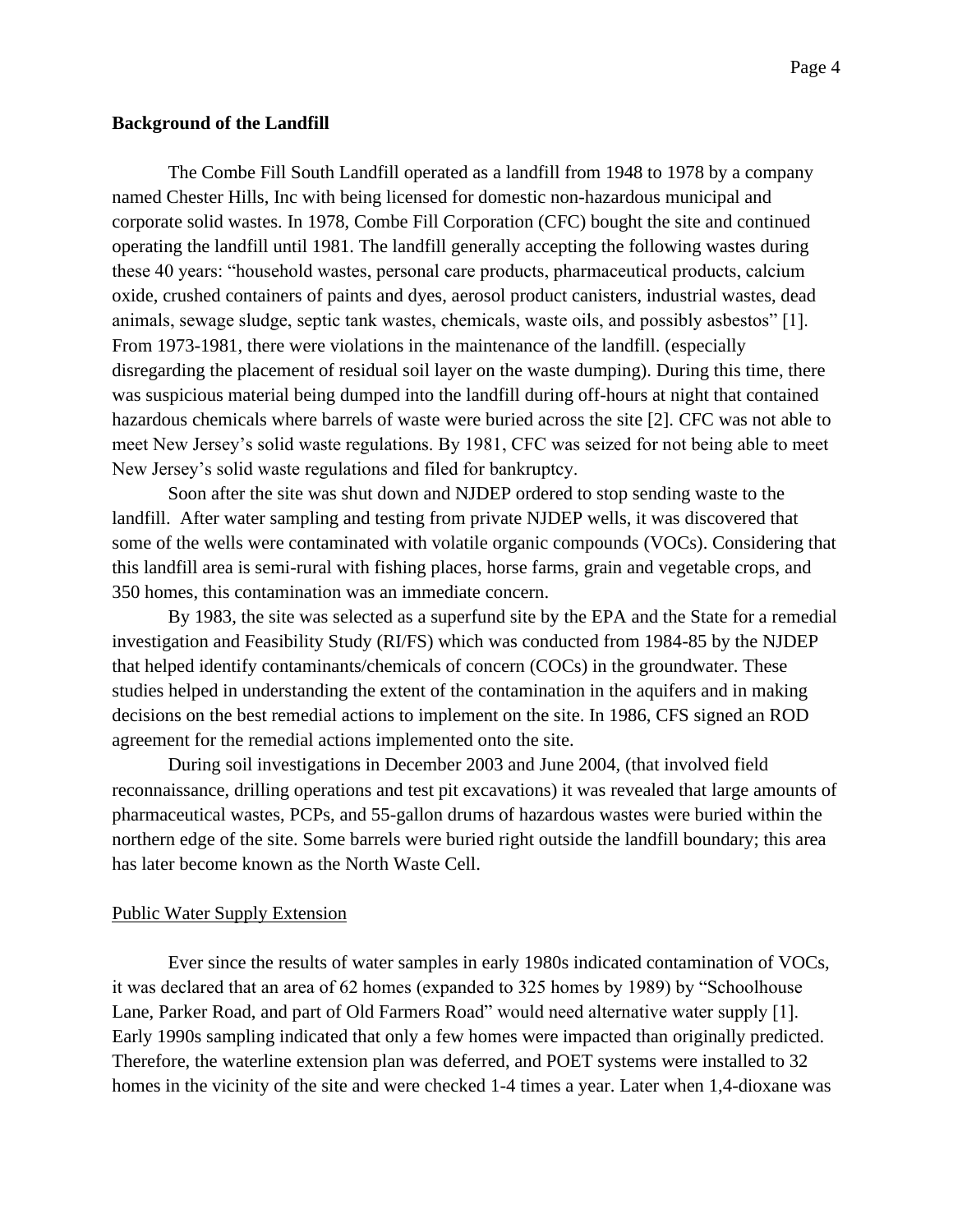**Background of the Landfill**

The Combe Fill South Landfill operated as a landfill from 1948 to 1978 by a company named Chester Hills, Inc with being licensed for domestic non-hazardous municipal and corporate solid wastes. In 1978, Combe Fill Corporation (CFC) bought the site and continued operating the landfill until 1981. The landfill generally accepting the following wastes during these 40 years: "household wastes, personal care products, pharmaceutical products, calcium oxide, crushed containers of paints and dyes, aerosol product canisters, industrial wastes, dead animals, sewage sludge, septic tank wastes, chemicals, waste oils, and possibly asbestos" [1]. From 1973-1981, there were violations in the maintenance of the landfill. (especially disregarding the placement of residual soil layer on the waste dumping). During this time, there was suspicious material being dumped into the landfill during off-hours at night that contained hazardous chemicals where barrels of waste were buried across the site [2]. CFC was not able to meet New Jersey's solid waste regulations. By 1981, CFC was seized for not being able to meet New Jersey's solid waste regulations and filed for bankruptcy.

Soon after the site was shut down and NJDEP ordered to stop sending waste to the landfill. After water sampling and testing from private NJDEP wells, it was discovered that some of the wells were contaminated with volatile organic compounds (VOCs). Considering that this landfill area is semi-rural with fishing places, horse farms, grain and vegetable crops, and 350 homes, this contamination was an immediate concern.

By 1983, the site was selected as a superfund site by the EPA and the State for a remedial investigation and Feasibility Study (RI/FS) which was conducted from 1984-85 by the NJDEP that helped identify contaminants/chemicals of concern (COCs) in the groundwater. These studies helped in understanding the extent of the contamination in the aquifers and in making decisions on the best remedial actions to implement on the site. In 1986, CFS signed an ROD agreement for the remedial actions implemented onto the site.

During soil investigations in December 2003 and June 2004, (that involved field reconnaissance, drilling operations and test pit excavations) it was revealed that large amounts of pharmaceutical wastes, PCPs, and 55-gallon drums of hazardous wastes were buried within the northern edge of the site. Some barrels were buried right outside the landfill boundary; this area has later become known as the North Waste Cell.

<u>Public Water Supply Extension</u>

Ever since the results of water samples in early 1980s indicated contamination of VOCs, it was declared that an area of 62 homes (expanded to 325 homes by 1989) by "Schoolhouse Lane, Parker Road, and part of Old Farmers Road" would need alternative water supply [1]. Early 1990s sampling indicated that only a few homes were impacted than originally predicted. Therefore, the waterline extension plan was deferred, and POET systems were installed to 32 homes in the vicinity of the site and were checked 1-4 times a year. Later when 1,4-dioxane was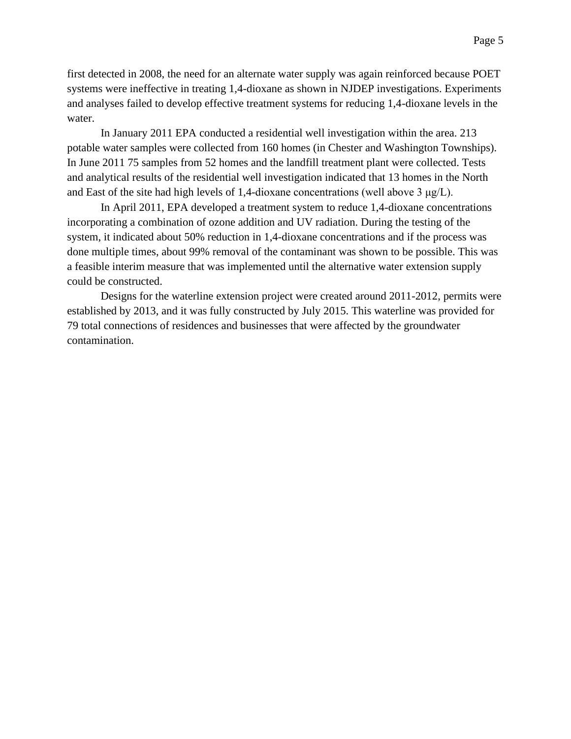first detected in 2008, the need for an alternate water supply was again reinforced because POET systems were ineffective in treating 1,4-dioxane as shown in NJDEP investigations. Experiments and analyses failed to develop effective treatment systems for reducing 1,4-dioxane levels in the water.

In January 2011 EPA conducted a residential well investigation within the area. 213 potable water samples were collected from 160 homes (in Chester and Washington Townships). In June 2011 75 samples from 52 homes and the landfill treatment plant were collected. Tests and analytical results of the residential well investigation indicated that 13 homes in the North and East of the site had high levels of 1,4-dioxane concentrations (well above 3 μg/L).

In April 2011, EPA developed a treatment system to reduce 1,4-dioxane concentrations incorporating a combination of ozone addition and UV radiation. During the testing of the system, it indicated about 50% reduction in 1,4-dioxane concentrations and if the process was done multiple times, about 99% removal of the contaminant was shown to be possible. This was a feasible interim measure that was implemented until the alternative water extension supply could be constructed.

Designs for the waterline extension project were created around 2011-2012, permits were established by 2013, and it was fully constructed by July 2015. This waterline was provided for 79 total connections of residences and businesses that were affected by the groundwater contamination.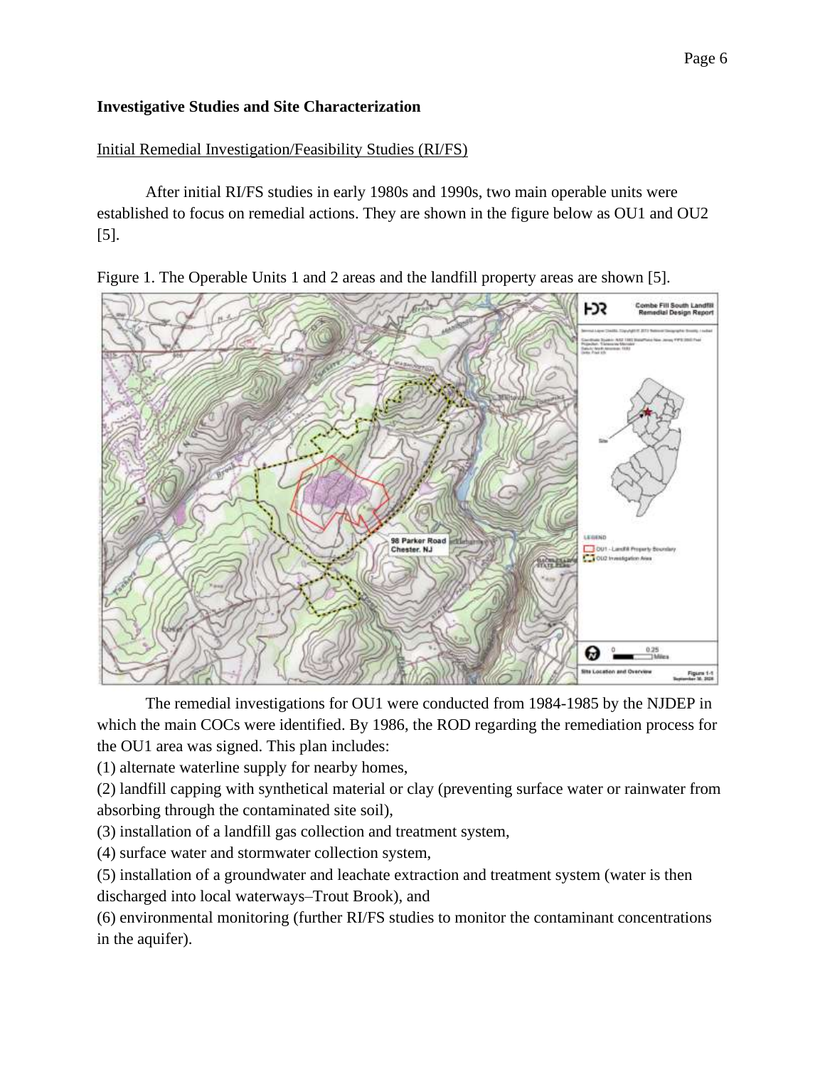**Investigative Studies and Site Characterization**

Initial Remedial Investigation/Feasibility Studies (RI/FS)

After initial RI/FS studies in early 1980s and 1990s, two main operable units were established to focus on remedial actions. They are shown in the figure below as OU1 and OU2 [5].

Figure 1. The Operable Units 1 and 2 areas and the landfill property areas are shown [5].

The remedial investigations for OU1 were conducted from 1984-1985 by the NJDEP in which the main COCs were identified. By 1986, the ROD regarding the remediation process for the OU1 area was signed. This plan includes:

(1) alternate waterline supply for nearby homes,

(2) landfill capping with synthetical material or clay (preventing surface water or rainwater from absorbing through the contaminated site soil),

(3) installation of a landfill gas collection and treatment system,

(4) surface water and stormwater collection system,

(5) installation of a groundwater and leachate extraction and treatment system (water is then discharged into local waterways–Trout Brook), and

(6) environmental monitoring (further RI/FS studies to monitor the contaminant concentrations in the aquifer).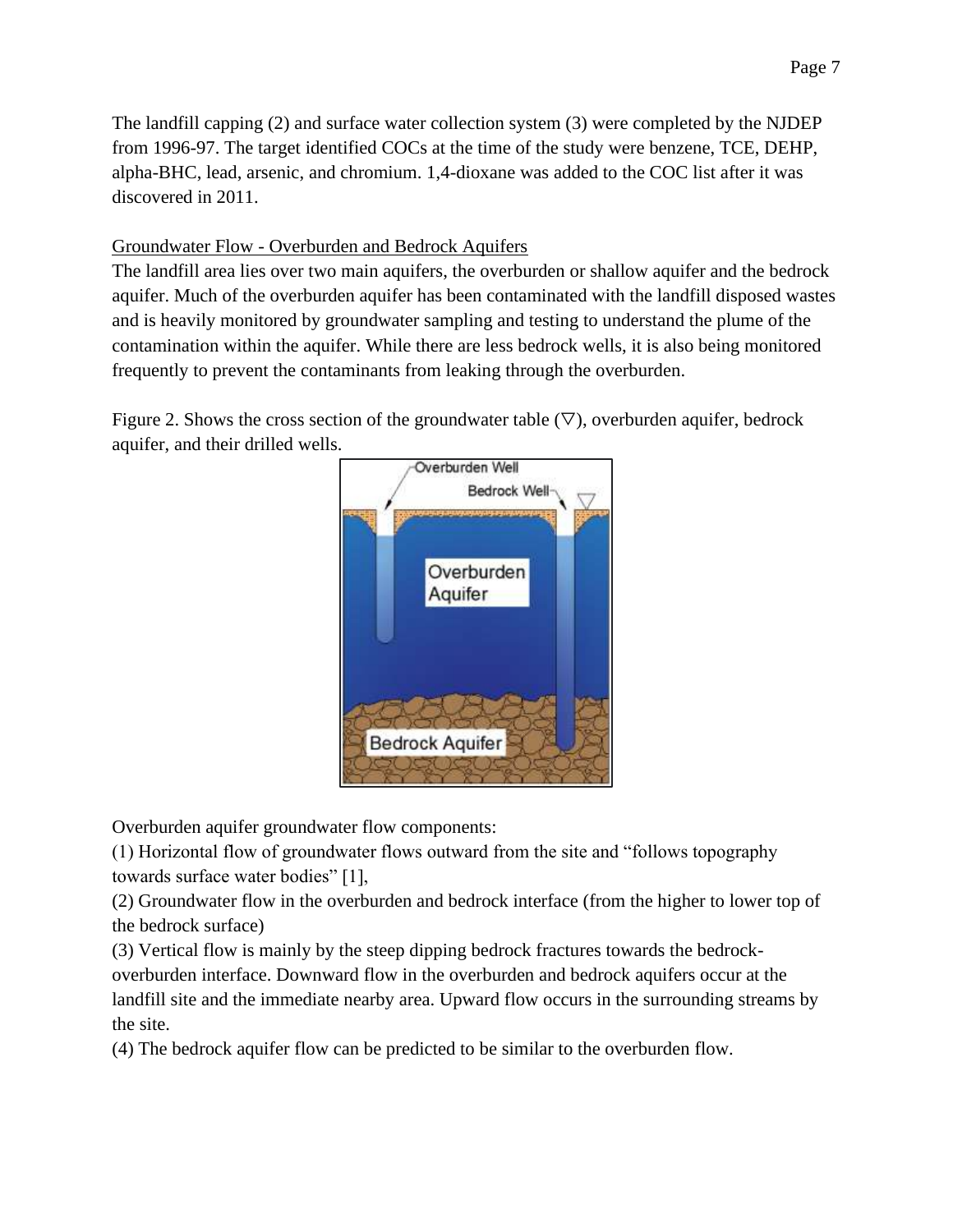The landfill capping (2) and surface water collection system (3) were completed by the NJDEP from 1996-97. The target identified COCs at the time of the study were benzene, TCE, DEHP, alpha-BHC, lead, arsenic, and chromium. 1,4-dioxane was added to the COC list after it was discovered in 2011.

## Groundwater Flow - Overburden and Bedrock Aquifers

The landfill area lies over two main aquifers, the overburden or shallow aquifer and the bedrock aquifer. Much of the overburden aquifer has been contaminated with the landfill disposed wastes and is heavily monitored by groundwater sampling and testing to understand the plume of the contamination within the aquifer. While there are less bedrock wells, it is also being monitored frequently to prevent the contaminants from leaking through the overburden.

Figure 2. Shows the cross section of the groundwater table (▽), overburden aquifer, bedrock aquifer, and their drilled wells.

Overburden aquifer groundwater flow components:

(1) Horizontal flow of groundwater flows outward from the site and "follows topography towards surface water bodies" [1],

(2) Groundwater flow in the overburden and bedrock interface (from the higher to lower top of the bedrock surface)

(3) Vertical flow is mainly by the steep dipping bedrock fractures towards the bedrock-overburden interface. Downward flow in the overburden and bedrock aquifers occur at the landfill site and the immediate nearby area. Upward flow occurs in the surrounding streams by the site.

(4) The bedrock aquifer flow can be predicted to be similar to the overburden flow.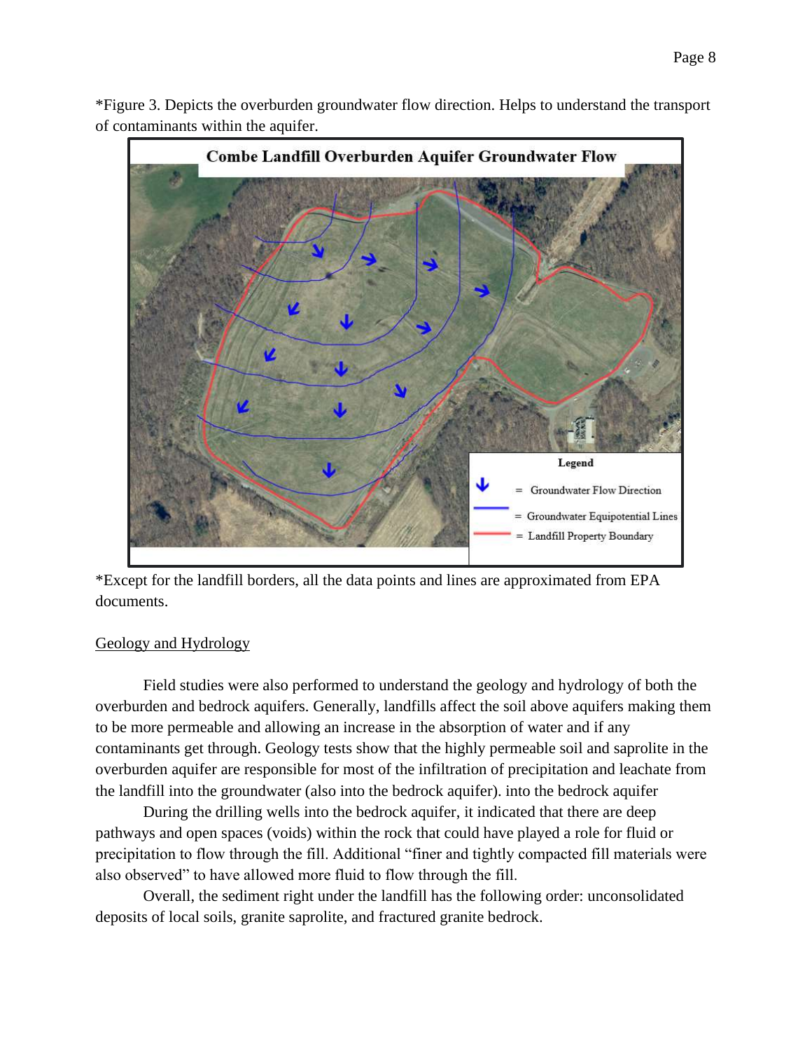*Figure 3. Depicts the overburden groundwater flow direction. Helps to understand the transport of contaminants within the aquifer.

*Except for the landfill borders, all the data points and lines are approximated from EPA documents.

Geology and Hydrology

Field studies were also performed to understand the geology and hydrology of both the overburden and bedrock aquifers. Generally, landfills affect the soil above aquifers making them to be more permeable and allowing an increase in the absorption of water and if any contaminants get through. Geology tests show that the highly permeable soil and saprolite in the overburden aquifer are responsible for most of the infiltration of precipitation and leachate from the landfill into the groundwater (also into the bedrock aquifer). into the bedrock aquifer

During the drilling wells into the bedrock aquifer, it indicated that there are deep pathways and open spaces (voids) within the rock that could have played a role for fluid or precipitation to flow through the fill. Additional "finer and tightly compacted fill materials were also observed" to have allowed more fluid to flow through the fill.

Overall, the sediment right under the landfill has the following order: unconsolidated deposits of local soils, granite saprolite, and fractured granite bedrock.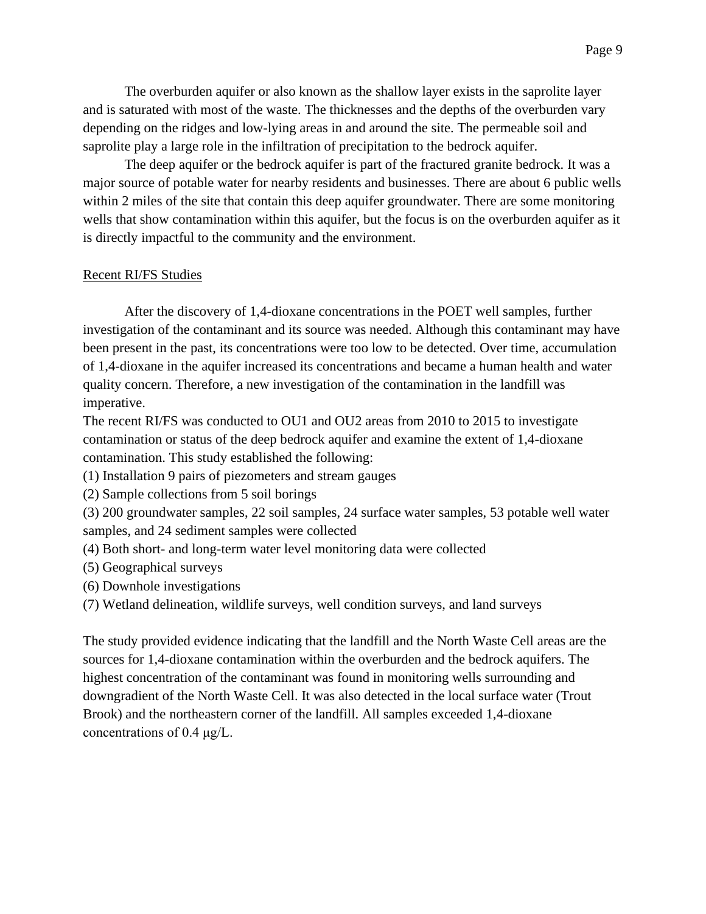The overburden aquifer or also known as the shallow layer exists in the saprolite layer and is saturated with most of the waste. The thicknesses and the depths of the overburden vary depending on the ridges and low-lying areas in and around the site. The permeable soil and saprolite play a large role in the infiltration of precipitation to the bedrock aquifer.

The deep aquifer or the bedrock aquifer is part of the fractured granite bedrock. It was a major source of potable water for nearby residents and businesses. There are about 6 public wells within 2 miles of the site that contain this deep aquifer groundwater. There are some monitoring wells that show contamination within this aquifer, but the focus is on the overburden aquifer as it is directly impactful to the community and the environment.

Recent RI/FS Studies

After the discovery of 1,4-dioxane concentrations in the POET well samples, further investigation of the contaminant and its source was needed. Although this contaminant may have been present in the past, its concentrations were too low to be detected. Over time, accumulation of 1,4-dioxane in the aquifer increased its concentrations and became a human health and water quality concern. Therefore, a new investigation of the contamination in the landfill was imperative.

The recent RI/FS was conducted to OU1 and OU2 areas from 2010 to 2015 to investigate contamination or status of the deep bedrock aquifer and examine the extent of 1,4-dioxane contamination. This study established the following:

(1) Installation 9 pairs of piezometers and stream gauges
(2) Sample collections from 5 soil borings
(3) 200 groundwater samples, 22 soil samples, 24 surface water samples, 53 potable well water samples, and 24 sediment samples were collected
(4) Both short- and long-term water level monitoring data were collected
(5) Geographical surveys
(6) Downhole investigations
(7) Wetland delineation, wildlife surveys, well condition surveys, and land surveys

The study provided evidence indicating that the landfill and the North Waste Cell areas are the sources for 1,4-dioxane contamination within the overburden and the bedrock aquifers. The highest concentration of the contaminant was found in monitoring wells surrounding and downgradient of the North Waste Cell. It was also detected in the local surface water (Trout Brook) and the northeastern corner of the landfill. All samples exceeded 1,4-dioxane concentrations of 0.4 μg/L.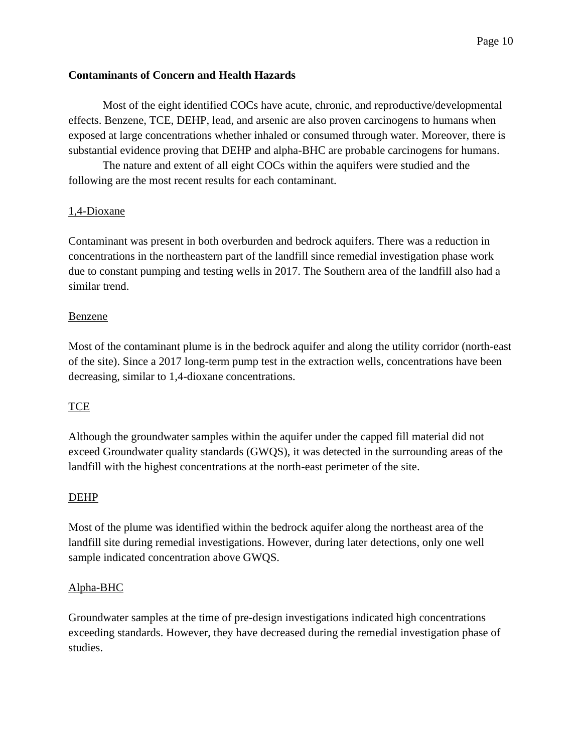**Contaminants of Concern and Health Hazards**

Most of the eight identified COCs have acute, chronic, and reproductive/developmental effects. Benzene, TCE, DEHP, lead, and arsenic are also proven carcinogens to humans when exposed at large concentrations whether inhaled or consumed through water. Moreover, there is substantial evidence proving that DEHP and alpha-BHC are probable carcinogens for humans.

The nature and extent of all eight COCs within the aquifers were studied and the following are the most recent results for each contaminant.

<u>1,4-Dioxane</u>

Contaminant was present in both overburden and bedrock aquifers. There was a reduction in concentrations in the northeastern part of the landfill since remedial investigation phase work due to constant pumping and testing wells in 2017. The Southern area of the landfill also had a similar trend.

<u>Benzene</u>

Most of the contaminant plume is in the bedrock aquifer and along the utility corridor (north-east of the site). Since a 2017 long-term pump test in the extraction wells, concentrations have been decreasing, similar to 1,4-dioxane concentrations.

<u>TCE</u>

Although the groundwater samples within the aquifer under the capped fill material did not exceed Groundwater quality standards (GWQS), it was detected in the surrounding areas of the landfill with the highest concentrations at the north-east perimeter of the site.

<u>DEHP</u>

Most of the plume was identified within the bedrock aquifer along the northeast area of the landfill site during remedial investigations. However, during later detections, only one well sample indicated concentration above GWQS.

<u>Alpha-BHC</u>

Groundwater samples at the time of pre-design investigations indicated high concentrations exceeding standards. However, they have decreased during the remedial investigation phase of studies.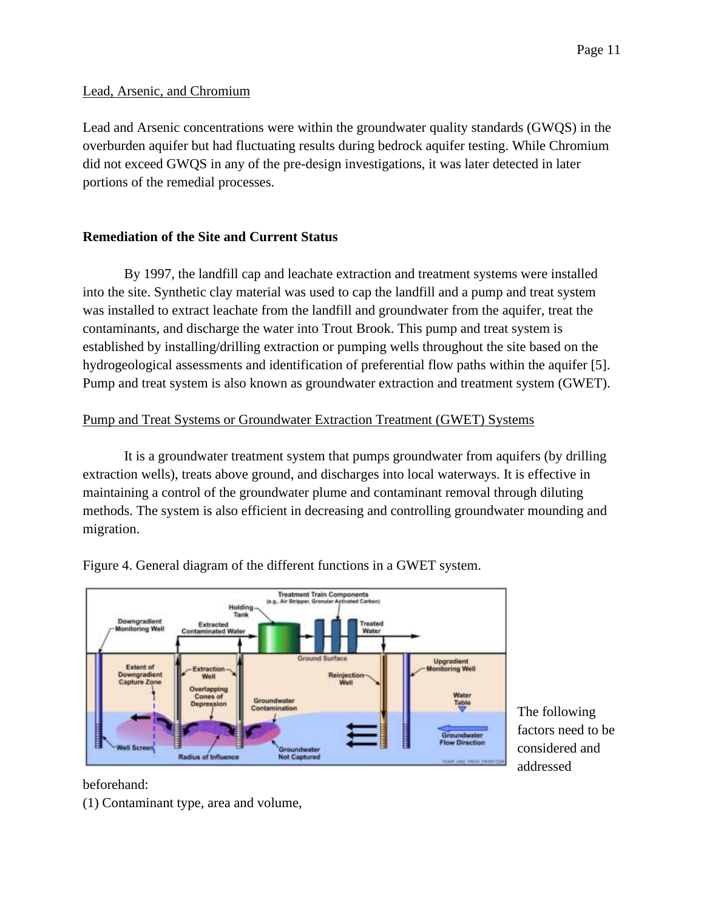Lead, Arsenic, and Chromium

Lead and Arsenic concentrations were within the groundwater quality standards (GWQS) in the overburden aquifer but had fluctuating results during bedrock aquifer testing. While Chromium did not exceed GWQS in any of the pre-design investigations, it was later detected in later portions of the remedial processes.

**Remediation of the Site and Current Status**

By 1997, the landfill cap and leachate extraction and treatment systems were installed into the site. Synthetic clay material was used to cap the landfill and a pump and treat system was installed to extract leachate from the landfill and groundwater from the aquifer, treat the contaminants, and discharge the water into Trout Brook. This pump and treat system is established by installing/drilling extraction or pumping wells throughout the site based on the hydrogeological assessments and identification of preferential flow paths within the aquifer [5]. Pump and treat system is also known as groundwater extraction and treatment system (GWET).

Pump and Treat Systems or Groundwater Extraction Treatment (GWET) Systems

It is a groundwater treatment system that pumps groundwater from aquifers (by drilling extraction wells), treats above ground, and discharges into local waterways. It is effective in maintaining a control of the groundwater plume and contaminant removal through diluting methods. The system is also efficient in decreasing and controlling groundwater mounding and migration.

Figure 4. General diagram of the different functions in a GWET system.

The following factors need to be considered and addressed beforehand:

(1) Contaminant type, area and volume,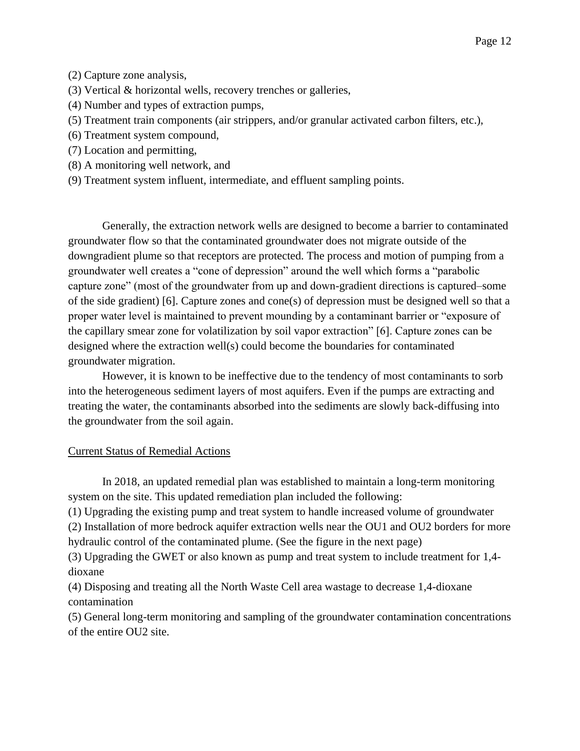(2) Capture zone analysis,
(3) Vertical & horizontal wells, recovery trenches or galleries,
(4) Number and types of extraction pumps,
(5) Treatment train components (air strippers, and/or granular activated carbon filters, etc.),
(6) Treatment system compound,
(7) Location and permitting,
(8) A monitoring well network, and
(9) Treatment system influent, intermediate, and effluent sampling points.

Generally, the extraction network wells are designed to become a barrier to contaminated groundwater flow so that the contaminated groundwater does not migrate outside of the downgradient plume so that receptors are protected. The process and motion of pumping from a groundwater well creates a "cone of depression" around the well which forms a "parabolic capture zone" (most of the groundwater from up and down-gradient directions is captured–some of the side gradient) [6]. Capture zones and cone(s) of depression must be designed well so that a proper water level is maintained to prevent mounding by a contaminant barrier or "exposure of the capillary smear zone for volatilization by soil vapor extraction" [6]. Capture zones can be designed where the extraction well(s) could become the boundaries for contaminated groundwater migration.

However, it is known to be ineffective due to the tendency of most contaminants to sorb into the heterogeneous sediment layers of most aquifers. Even if the pumps are extracting and treating the water, the contaminants absorbed into the sediments are slowly back-diffusing into the groundwater from the soil again.

## Current Status of Remedial Actions

In 2018, an updated remedial plan was established to maintain a long-term monitoring system on the site. This updated remediation plan included the following:

(1) Upgrading the existing pump and treat system to handle increased volume of groundwater
(2) Installation of more bedrock aquifer extraction wells near the OU1 and OU2 borders for more hydraulic control of the contaminated plume. (See the figure in the next page)
(3) Upgrading the GWET or also known as pump and treat system to include treatment for 1,4-dioxane
(4) Disposing and treating all the North Waste Cell area wastage to decrease 1,4-dioxane contamination
(5) General long-term monitoring and sampling of the groundwater contamination concentrations of the entire OU2 site.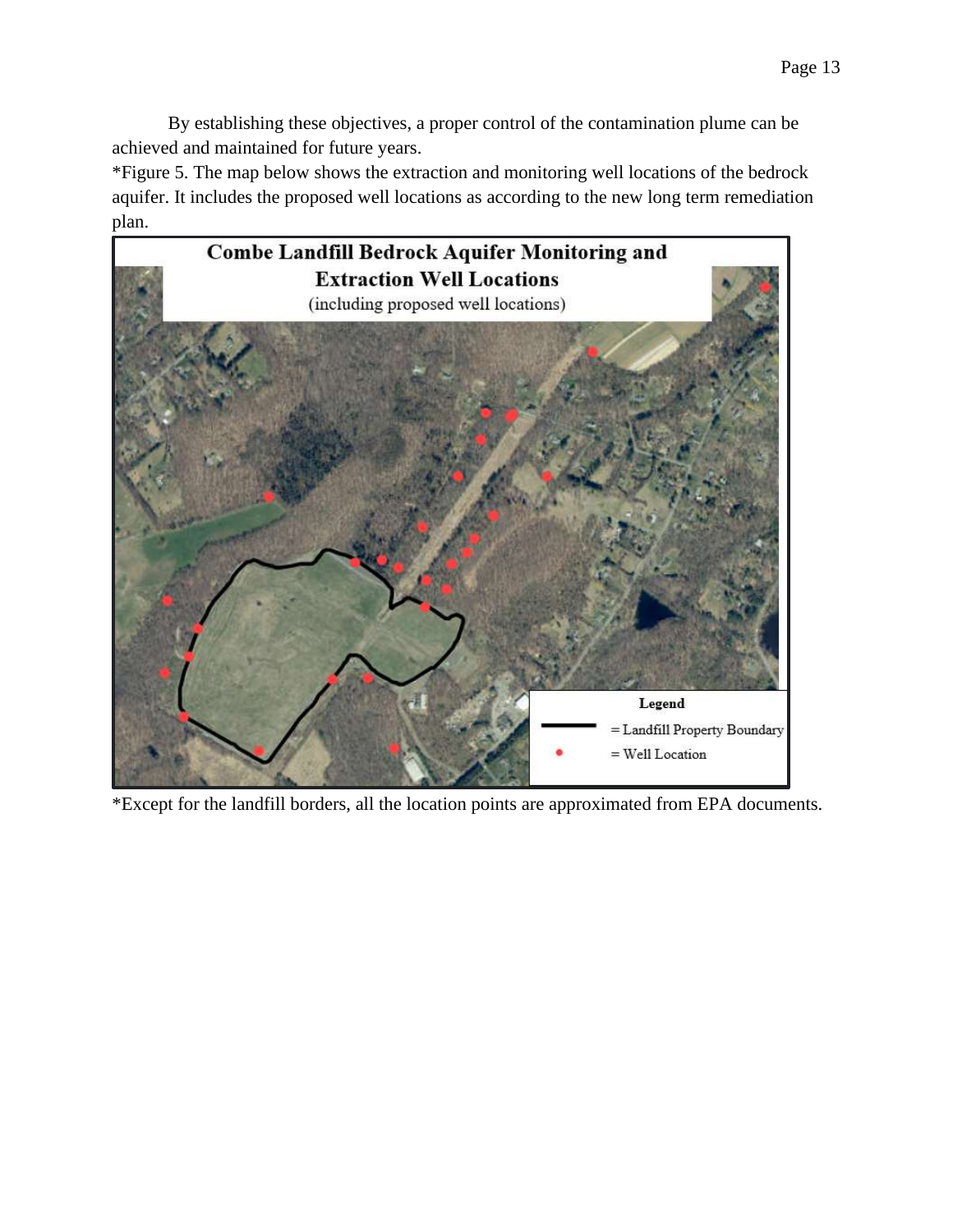By establishing these objectives, a proper control of the contamination plume can be achieved and maintained for future years.

*Figure 5. The map below shows the extraction and monitoring well locations of the bedrock aquifer. It includes the proposed well locations as according to the new long term remediation plan.

**Combe Landfill Bedrock Aquifer Monitoring and Extraction Well Locations**
(including proposed well locations)

**Legend**
= Landfill Property Boundary
= Well Location

*Except for the landfill borders, all the location points are approximated from EPA documents.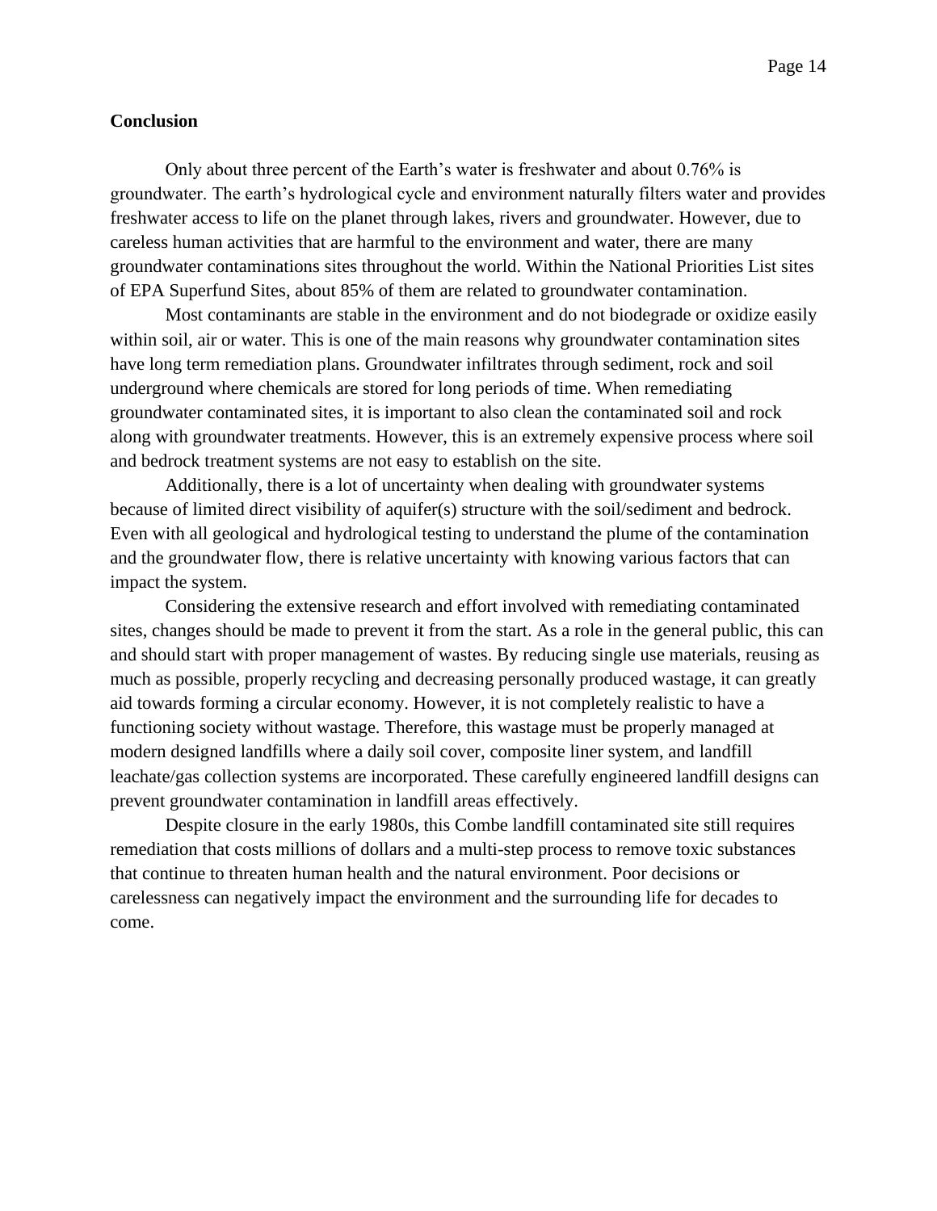## Conclusion

Only about three percent of the Earth's water is freshwater and about 0.76% is groundwater. The earth's hydrological cycle and environment naturally filters water and provides freshwater access to life on the planet through lakes, rivers and groundwater. However, due to careless human activities that are harmful to the environment and water, there are many groundwater contaminations sites throughout the world. Within the National Priorities List sites of EPA Superfund Sites, about 85% of them are related to groundwater contamination.

Most contaminants are stable in the environment and do not biodegrade or oxidize easily within soil, air or water. This is one of the main reasons why groundwater contamination sites have long term remediation plans. Groundwater infiltrates through sediment, rock and soil underground where chemicals are stored for long periods of time. When remediating groundwater contaminated sites, it is important to also clean the contaminated soil and rock along with groundwater treatments. However, this is an extremely expensive process where soil and bedrock treatment systems are not easy to establish on the site.

Additionally, there is a lot of uncertainty when dealing with groundwater systems because of limited direct visibility of aquifer(s) structure with the soil/sediment and bedrock. Even with all geological and hydrological testing to understand the plume of the contamination and the groundwater flow, there is relative uncertainty with knowing various factors that can impact the system.

Considering the extensive research and effort involved with remediating contaminated sites, changes should be made to prevent it from the start. As a role in the general public, this can and should start with proper management of wastes. By reducing single use materials, reusing as much as possible, properly recycling and decreasing personally produced wastage, it can greatly aid towards forming a circular economy. However, it is not completely realistic to have a functioning society without wastage. Therefore, this wastage must be properly managed at modern designed landfills where a daily soil cover, composite liner system, and landfill leachate/gas collection systems are incorporated. These carefully engineered landfill designs can prevent groundwater contamination in landfill areas effectively.

Despite closure in the early 1980s, this Combe landfill contaminated site still requires remediation that costs millions of dollars and a multi-step process to remove toxic substances that continue to threaten human health and the natural environment. Poor decisions or carelessness can negatively impact the environment and the surrounding life for decades to come.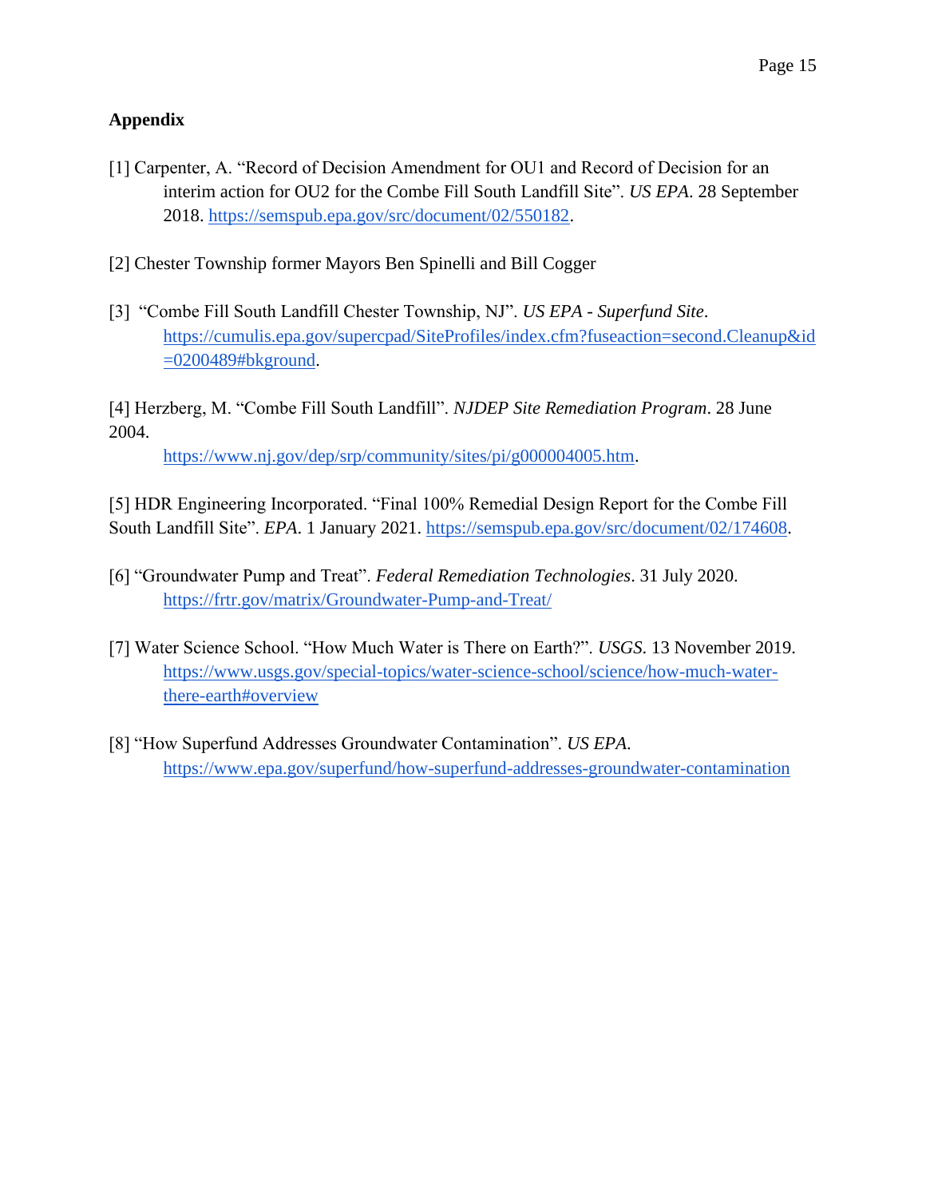## Appendix

[1] Carpenter, A. "Record of Decision Amendment for OU1 and Record of Decision for an interim action for OU2 for the Combe Fill South Landfill Site". *US EPA*. 28 September 2018. https://semspub.epa.gov/src/document/02/550182.

[2] Chester Township former Mayors Ben Spinelli and Bill Cogger

[3] "Combe Fill South Landfill Chester Township, NJ". *US EPA - Superfund Site*. https://cumulis.epa.gov/supercpad/SiteProfiles/index.cfm?fuseaction=second.Cleanup&id=0200489#bkground.

[4] Herzberg, M. "Combe Fill South Landfill". *NJDEP Site Remediation Program*. 28 June 2004. https://www.nj.gov/dep/srp/community/sites/pi/g000004005.htm.

[5] HDR Engineering Incorporated. "Final 100% Remedial Design Report for the Combe Fill South Landfill Site". *EPA*. 1 January 2021. https://semspub.epa.gov/src/document/02/174608.

[6] "Groundwater Pump and Treat". *Federal Remediation Technologies*. 31 July 2020. https://frtr.gov/matrix/Groundwater-Pump-and-Treat/

[7] Water Science School. "How Much Water is There on Earth?". *USGS*. 13 November 2019. https://www.usgs.gov/special-topics/water-science-school/science/how-much-water-there-earth#overview

[8] "How Superfund Addresses Groundwater Contamination". *US EPA*. https://www.epa.gov/superfund/how-superfund-addresses-groundwater-contamination